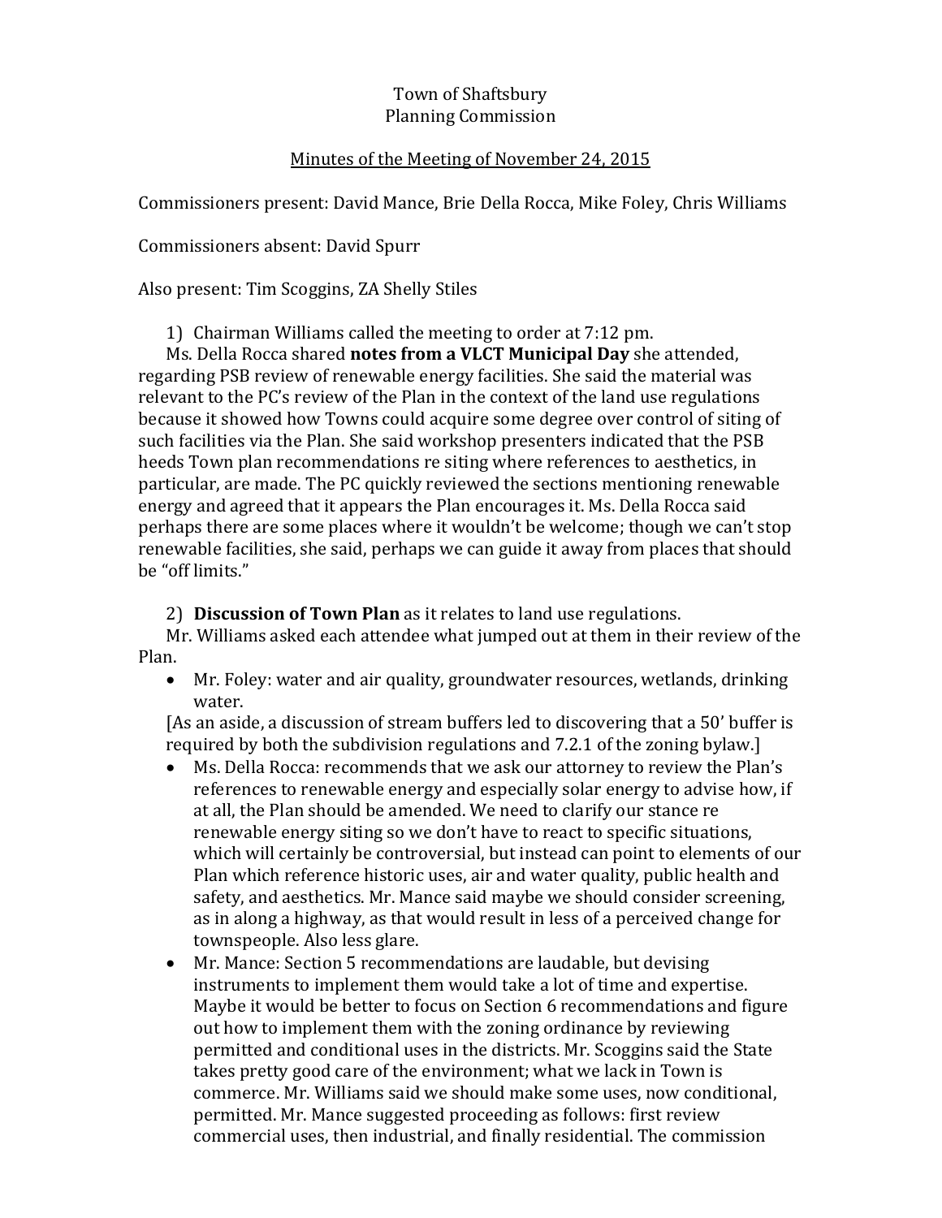Town of Shaftsbury
Planning Commission

Minutes of the Meeting of November 24, 2015

Commissioners present: David Mance, Brie Della Rocca, Mike Foley, Chris Williams

Commissioners absent: David Spurr

Also present: Tim Scoggins, ZA Shelly Stiles

1) Chairman Williams called the meeting to order at 7:12 pm.

Ms. Della Rocca shared **notes from a VLCT Municipal Day** she attended, regarding PSB review of renewable energy facilities. She said the material was relevant to the PC's review of the Plan in the context of the land use regulations because it showed how Towns could acquire some degree over control of siting of such facilities via the Plan. She said workshop presenters indicated that the PSB heeds Town plan recommendations re siting where references to aesthetics, in particular, are made. The PC quickly reviewed the sections mentioning renewable energy and agreed that it appears the Plan encourages it. Ms. Della Rocca said perhaps there are some places where it wouldn't be welcome; though we can't stop renewable facilities, she said, perhaps we can guide it away from places that should be "off limits."

2) **Discussion of Town Plan** as it relates to land use regulations.

Mr. Williams asked each attendee what jumped out at them in their review of the Plan.

- Mr. Foley: water and air quality, groundwater resources, wetlands, drinking water.

[As an aside, a discussion of stream buffers led to discovering that a 50' buffer is required by both the subdivision regulations and 7.2.1 of the zoning bylaw.]

- Ms. Della Rocca: recommends that we ask our attorney to review the Plan's references to renewable energy and especially solar energy to advise how, if at all, the Plan should be amended. We need to clarify our stance re renewable energy siting so we don't have to react to specific situations, which will certainly be controversial, but instead can point to elements of our Plan which reference historic uses, air and water quality, public health and safety, and aesthetics. Mr. Mance said maybe we should consider screening, as in along a highway, as that would result in less of a perceived change for townspeople. Also less glare.
- Mr. Mance: Section 5 recommendations are laudable, but devising instruments to implement them would take a lot of time and expertise. Maybe it would be better to focus on Section 6 recommendations and figure out how to implement them with the zoning ordinance by reviewing permitted and conditional uses in the districts. Mr. Scoggins said the State takes pretty good care of the environment; what we lack in Town is commerce. Mr. Williams said we should make some uses, now conditional, permitted. Mr. Mance suggested proceeding as follows: first review commercial uses, then industrial, and finally residential. The commission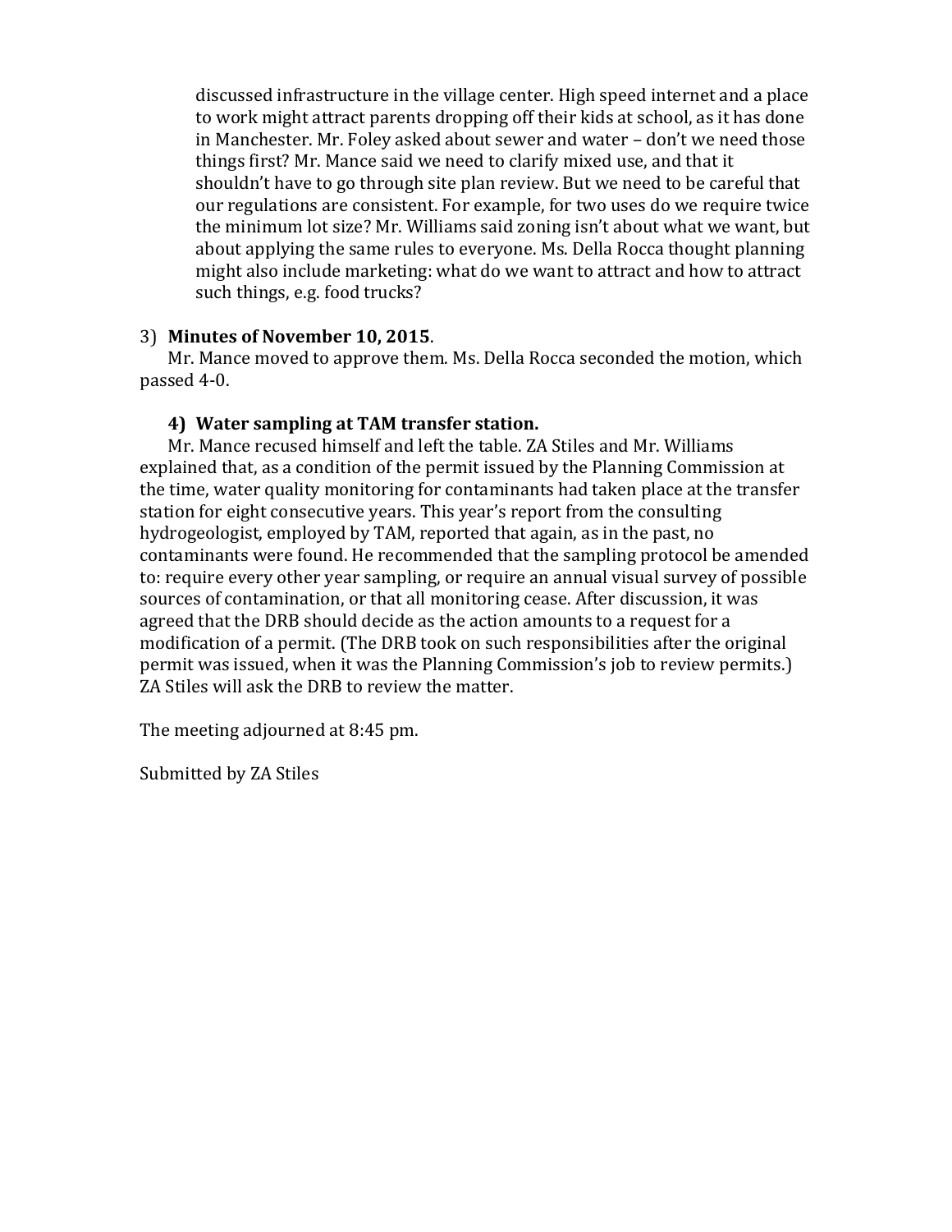discussed infrastructure in the village center. High speed internet and a place to work might attract parents dropping off their kids at school, as it has done in Manchester. Mr. Foley asked about sewer and water – don't we need those things first? Mr. Mance said we need to clarify mixed use, and that it shouldn't have to go through site plan review. But we need to be careful that our regulations are consistent. For example, for two uses do we require twice the minimum lot size? Mr. Williams said zoning isn't about what we want, but about applying the same rules to everyone. Ms. Della Rocca thought planning might also include marketing: what do we want to attract and how to attract such things, e.g. food trucks?

3) **Minutes of November 10, 2015**.

Mr. Mance moved to approve them. Ms. Della Rocca seconded the motion, which passed 4-0.

4) **Water sampling at TAM transfer station.**

Mr. Mance recused himself and left the table. ZA Stiles and Mr. Williams explained that, as a condition of the permit issued by the Planning Commission at the time, water quality monitoring for contaminants had taken place at the transfer station for eight consecutive years. This year's report from the consulting hydrogeologist, employed by TAM, reported that again, as in the past, no contaminants were found. He recommended that the sampling protocol be amended to: require every other year sampling, or require an annual visual survey of possible sources of contamination, or that all monitoring cease. After discussion, it was agreed that the DRB should decide as the action amounts to a request for a modification of a permit. (The DRB took on such responsibilities after the original permit was issued, when it was the Planning Commission's job to review permits.) ZA Stiles will ask the DRB to review the matter.

The meeting adjourned at 8:45 pm.

Submitted by ZA Stiles